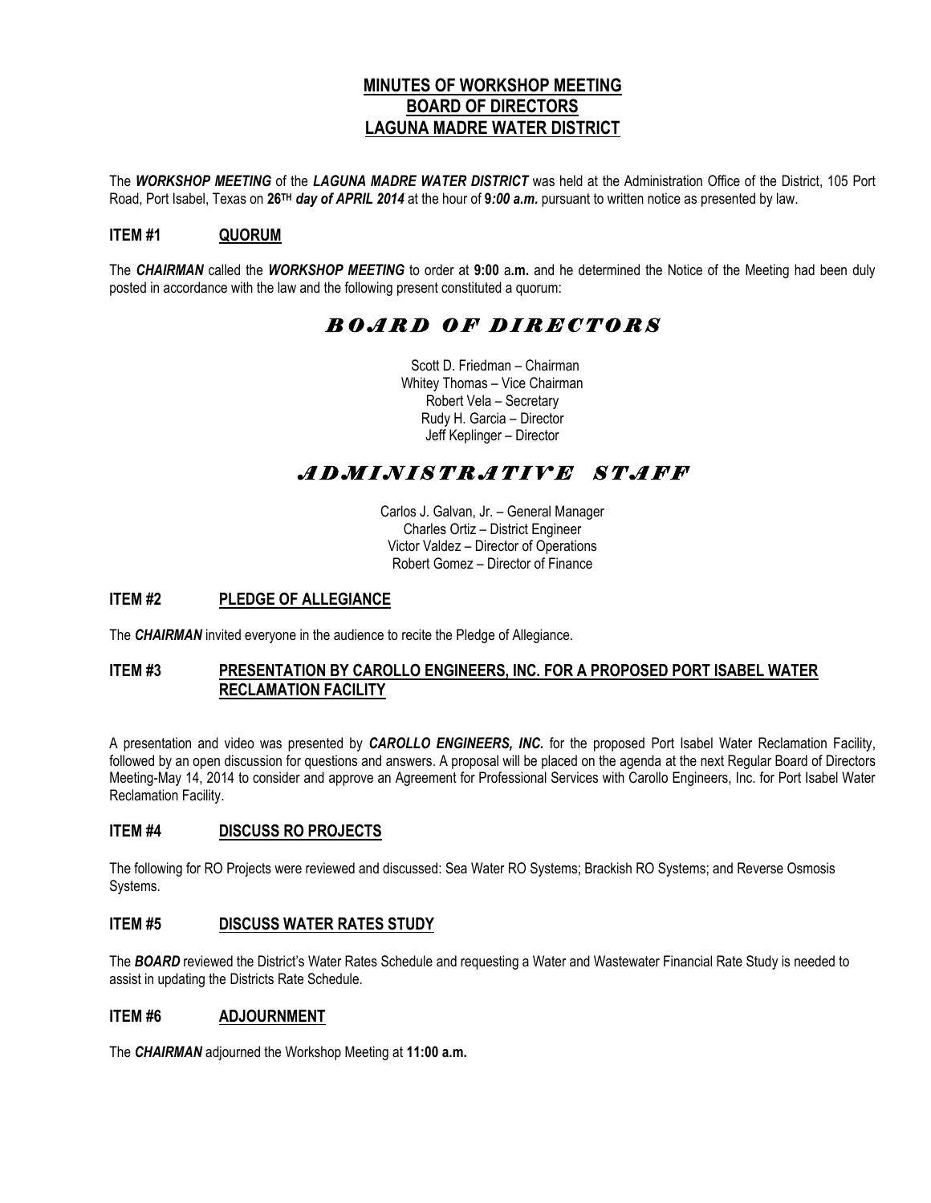# MINUTES OF WORKSHOP MEETING
# BOARD OF DIRECTORS
# LAGUNA MADRE WATER DISTRICT

The ***WORKSHOP MEETING*** of the ***LAGUNA MADRE WATER DISTRICT*** was held at the Administration Office of the District, 105 Port Road, Port Isabel, Texas on **26TH *day of APRIL 2014*** at the hour of **9*:00 a.m.*** pursuant to written notice as presented by law.

## ITEM #1 QUORUM

The ***CHAIRMAN*** called the ***WORKSHOP MEETING*** to order at **9:00** a**.m.** and he determined the Notice of the Meeting had been duly posted in accordance with the law and the following present constituted a quorum:

## *BOARD OF DIRECTORS*

Scott D. Friedman – Chairman
Whitey Thomas – Vice Chairman
Robert Vela – Secretary
Rudy H. Garcia – Director
Jeff Keplinger – Director

## *ADMINISTRATIVE STAFF*

Carlos J. Galvan, Jr. – General Manager
Charles Ortiz – District Engineer
Victor Valdez – Director of Operations
Robert Gomez – Director of Finance

## ITEM #2 PLEDGE OF ALLEGIANCE

The ***CHAIRMAN*** invited everyone in the audience to recite the Pledge of Allegiance.

## ITEM #3 PRESENTATION BY CAROLLO ENGINEERS, INC. FOR A PROPOSED PORT ISABEL WATER RECLAMATION FACILITY

A presentation and video was presented by ***CAROLLO ENGINEERS, INC.*** for the proposed Port Isabel Water Reclamation Facility, followed by an open discussion for questions and answers. A proposal will be placed on the agenda at the next Regular Board of Directors Meeting-May 14, 2014 to consider and approve an Agreement for Professional Services with Carollo Engineers, Inc. for Port Isabel Water Reclamation Facility.

## ITEM #4 DISCUSS RO PROJECTS

The following for RO Projects were reviewed and discussed: Sea Water RO Systems; Brackish RO Systems; and Reverse Osmosis Systems.

## ITEM #5 DISCUSS WATER RATES STUDY

The ***BOARD*** reviewed the District's Water Rates Schedule and requesting a Water and Wastewater Financial Rate Study is needed to assist in updating the Districts Rate Schedule.

## ITEM #6 ADJOURNMENT

The ***CHAIRMAN*** adjourned the Workshop Meeting at **11:00 a.m.**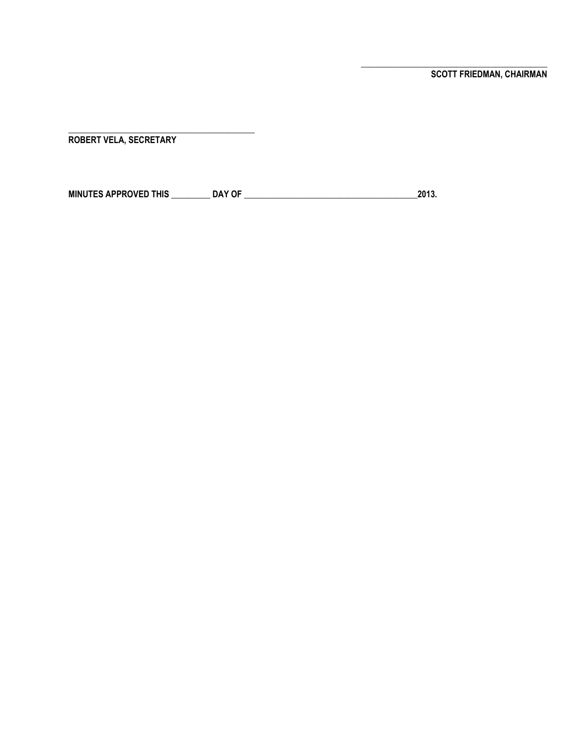_______________________________________________
**SCOTT FRIEDMAN, CHAIRMAN**

_______________________________________________
**ROBERT VELA, SECRETARY**

**MINUTES APPROVED THIS _________ DAY OF ________________________________________2013.**